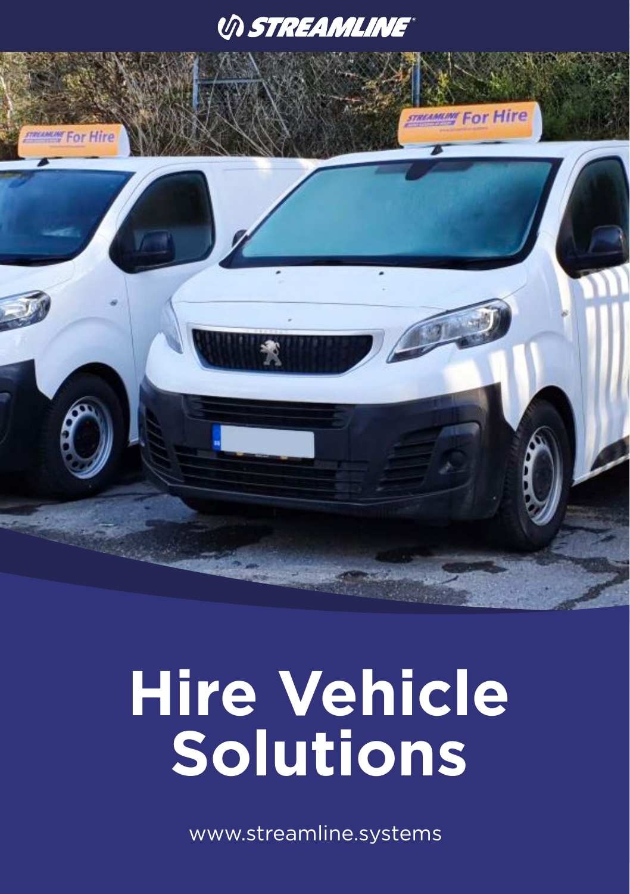STREAMLINE

# Hire Vehicle Solutions

www.streamline.systems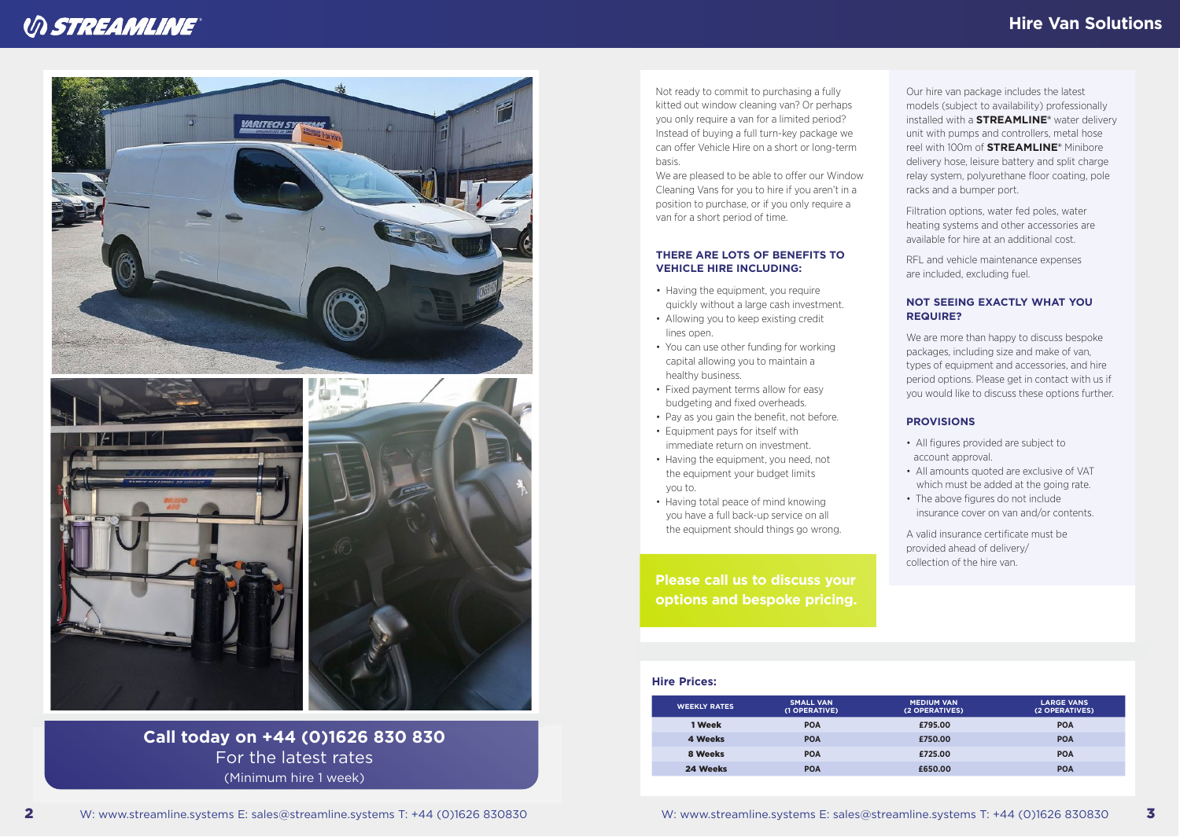## Hire Van Solutions

**Call today on +44 (0)1626 830 830**
For the latest rates
(Minimum hire 1 week)

Not ready to commit to purchasing a fully kitted out window cleaning van? Or perhaps you only require a van for a limited period? Instead of buying a full turn-key package we can offer Vehicle Hire on a short or long-term basis.

We are pleased to be able to offer our Window Cleaning Vans for you to hire if you aren't in a position to purchase, or if you only require a van for a short period of time.

### THERE ARE LOTS OF BENEFITS TO VEHICLE HIRE INCLUDING:

- Having the equipment, you require quickly without a large cash investment.
- Allowing you to keep existing credit lines open.
- You can use other funding for working capital allowing you to maintain a healthy business.
- Fixed payment terms allow for easy budgeting and fixed overheads.
- Pay as you gain the benefit, not before.
- Equipment pays for itself with immediate return on investment.
- Having the equipment, you need, not the equipment your budget limits you to.
- Having total peace of mind knowing you have a full back-up service on all the equipment should things go wrong.

**Please call us to discuss your options and bespoke pricing.**

Our hire van package includes the latest models (subject to availability) professionally installed with a **STREAMLINE**® water delivery unit with pumps and controllers, metal hose reel with 100m of **STREAMLINE**® Minibore delivery hose, leisure battery and split charge relay system, polyurethane floor coating, pole racks and a bumper port.

Filtration options, water fed poles, water heating systems and other accessories are available for hire at an additional cost.

RFL and vehicle maintenance expenses are included, excluding fuel.

### NOT SEEING EXACTLY WHAT YOU REQUIRE?

We are more than happy to discuss bespoke packages, including size and make of van, types of equipment and accessories, and hire period options. Please get in contact with us if you would like to discuss these options further.

### PROVISIONS

- All figures provided are subject to account approval.
- All amounts quoted are exclusive of VAT which must be added at the going rate.
- The above figures do not include insurance cover on van and/or contents.

A valid insurance certificate must be provided ahead of delivery/collection of the hire van.

### Hire Prices:

| WEEKLY RATES | SMALL VAN (1 OPERATIVE) | MEDIUM VAN (2 OPERATIVES) | LARGE VANS (2 OPERATIVES) |
|---|---|---|---|
| 1 Week | POA | £795.00 | POA |
| 4 Weeks | POA | £750.00 | POA |
| 8 Weeks | POA | £725.00 | POA |
| 24 Weeks | POA | £650.00 | POA |

W: www.streamline.systems E: sales@streamline.systems T: +44 (0)1626 830830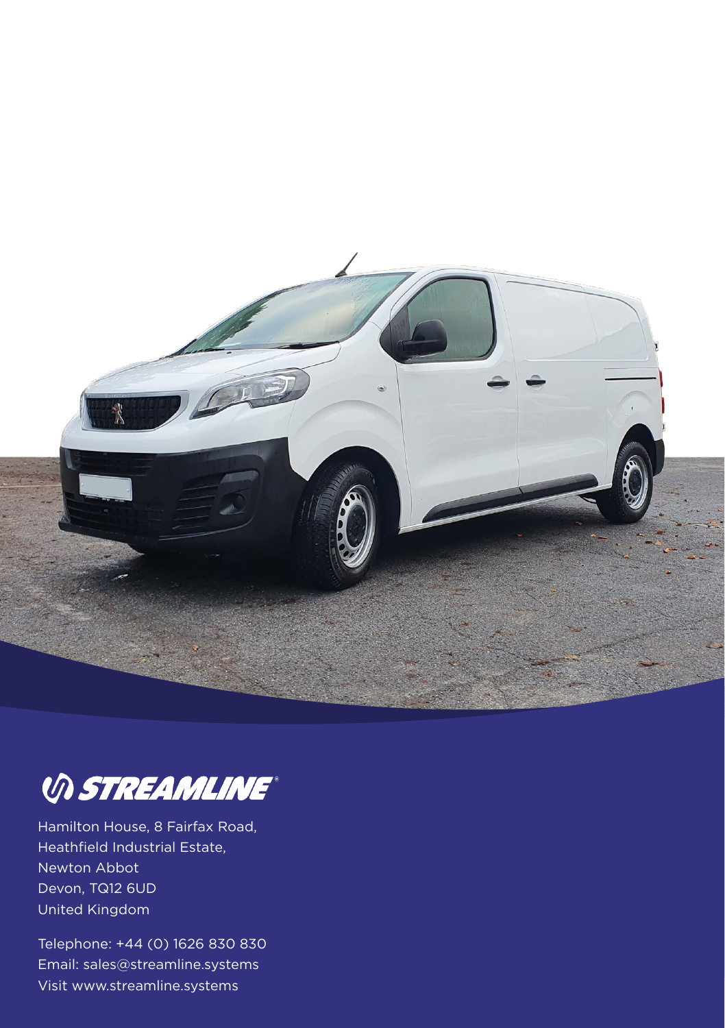STREAMLINE®

Hamilton House, 8 Fairfax Road,
Heathfield Industrial Estate,
Newton Abbot
Devon, TQ12 6UD
United Kingdom

Telephone: +44 (0) 1626 830 830
Email: sales@streamline.systems
Visit www.streamline.systems